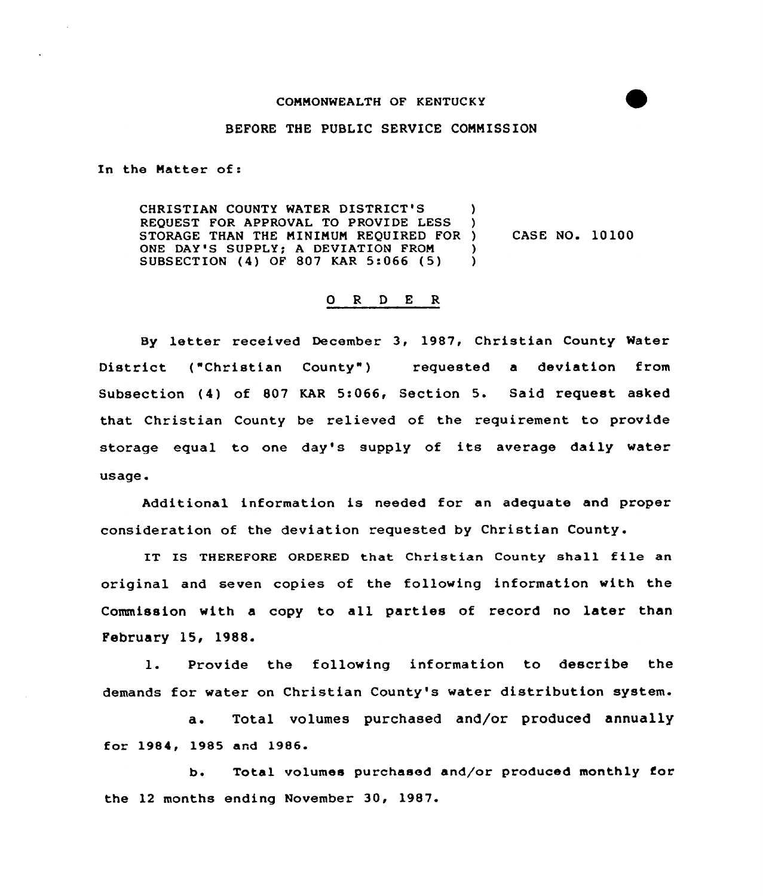COMMONWEALTH OF KENTUCKY

BEFORE THE PUBLIC SERVICE COMMISSION

In the Matter of:

CHRISTIAN COUNTY WATER DISTRICT'S REQUEST FOR APPROVAL TO PROVIDE LESS STORAGE THAN THE MINIMUM REQUIRED FOR ONE DAY'S SUPPLY; A DEVIATION FROM SUBSECTION (4) OF 807 KAR 5:066 (5) ) CASE NO. 10100

## O R D E R

By letter received December 3, 1987, Christian County Water District ("Christian County") requested a deviation from Subsection (4) of 807 KAR 5:066, Section 5. Said request asked that Christian County be relieved of the requirement to provide storage equal to one day's supply of its average daily water usage.

Additional information is needed for an adequate and proper consideration of the deviation requested by Christian County.

IT IS THEREFORE ORDERED that Christian County shall file an original and seven copies of the following information with the Commission with a copy to all parties of record no later than February 15, 1988.

1. Provide the following information to describe the demands for water on Christian County's water distribution system.

   a. Total volumes purchased and/or produced annually for 1984, 1985 and 1986.

   b. Total volumes purchased and/or produced monthly for the 12 months ending November 30, 1987.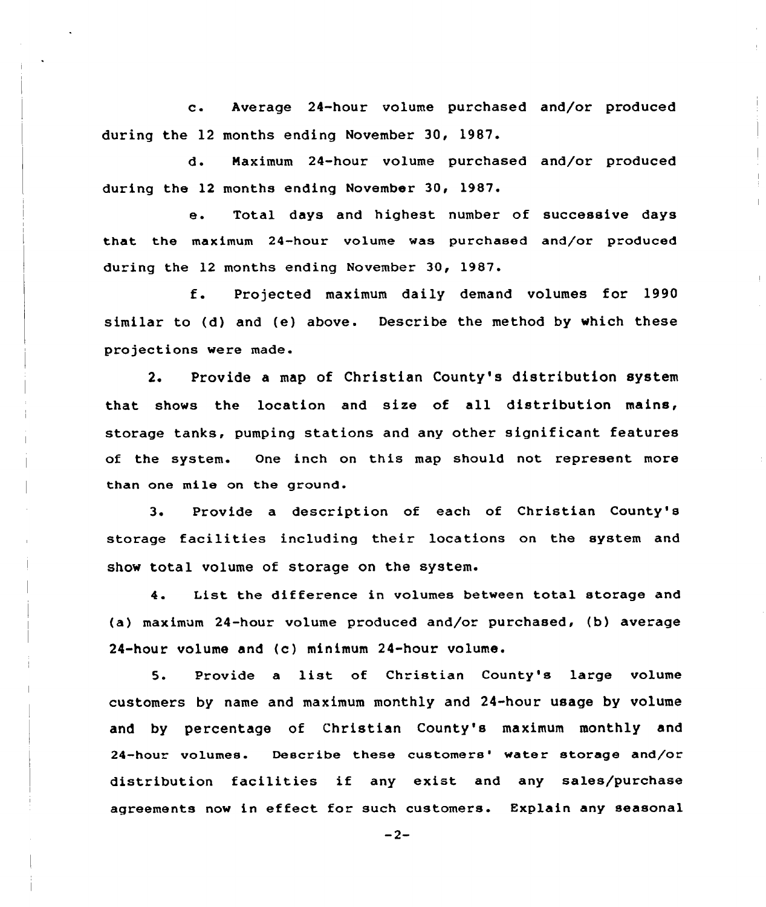c. Average 24-hour volume purchased and/or produced during the 12 months ending November 30, 1987.

d. Maximum 24-hour volume purchased and/or produced during the 12 months ending November 30, 1987.

e. Total days and highest number of successive days that the maximum 24-hour volume was purchased and/or produced during the 12 months ending November 30, 1987.

f. Projected maximum daily demand volumes for 1990 similar to (d) and (e) above. Describe the method by which these projections were made.

2. Provide a map of Christian County's distribution system that shows the location and size of all distribution mains, storage tanks, pumping stations and any other significant features of the system. One inch on this map should not represent more than one mile on the ground.

3. Provide a description of each of Christian County's storage facilities including their locations on the system and show total volume of storage on the system.

4. List the difference in volumes between total storage and (a) maximum 24-hour volume produced and/or purchased, (b) average 24-hour volume and (c) minimum 24-hour volume.

5. Provide a list of Christian County's large volume customers by name and maximum monthly and 24-hour usage by volume and by percentage of Christian County's maximum monthly and 24-hour volumes. Describe these customers' water storage and/or distribution facilities if any exist and any sales/purchase agreements now in effect for such customers. Explain any seasonal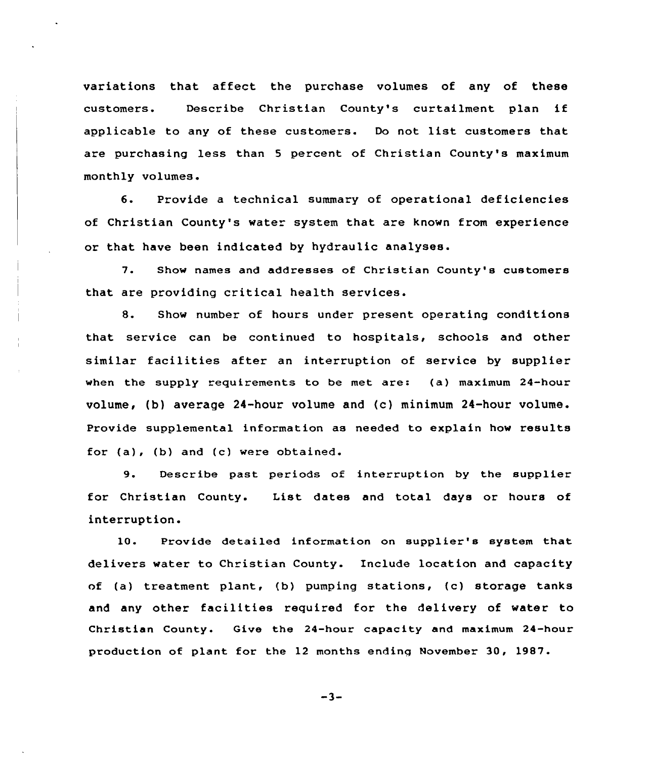variations that affect the purchase volumes of any of these customers. Describe Christian County's curtailment plan if applicable to any of these customers. Do not list customers that are purchasing less than 5 percent of Christian County's maximum monthly volumes.

6. Provide a technical summary of operational deficiencies of Christian County's water system that are known from experience or that have been indicated by hydraulic analyses.

7. Show names and addresses of Christian County's customers that are providing critical health services.

8. Show number of hours under present operating conditions that service can be continued to hospitals, schools and other similar facilities after an interruption of service by supplier when the supply requirements to be met are: (a) maximum 24-hour volume, (b) average 24-hour volume and (c) minimum 24-hour volume. Provide supplemental information as needed to explain how results for (a), (b) and (c) were obtained.

9. Describe past periods of interruption by the supplier for Christian County. List dates and total days or hours of interruption.

10. Provide detailed information on supplier's system that delivers water to Christian County. Include location and capacity of (a) treatment plant, (b) pumping stations, (c) storage tanks and any other facilities required for the delivery of water to Christian County. Give the 24-hour capacity and maximum 24-hour production of plant for the 12 months ending November 30, 1987.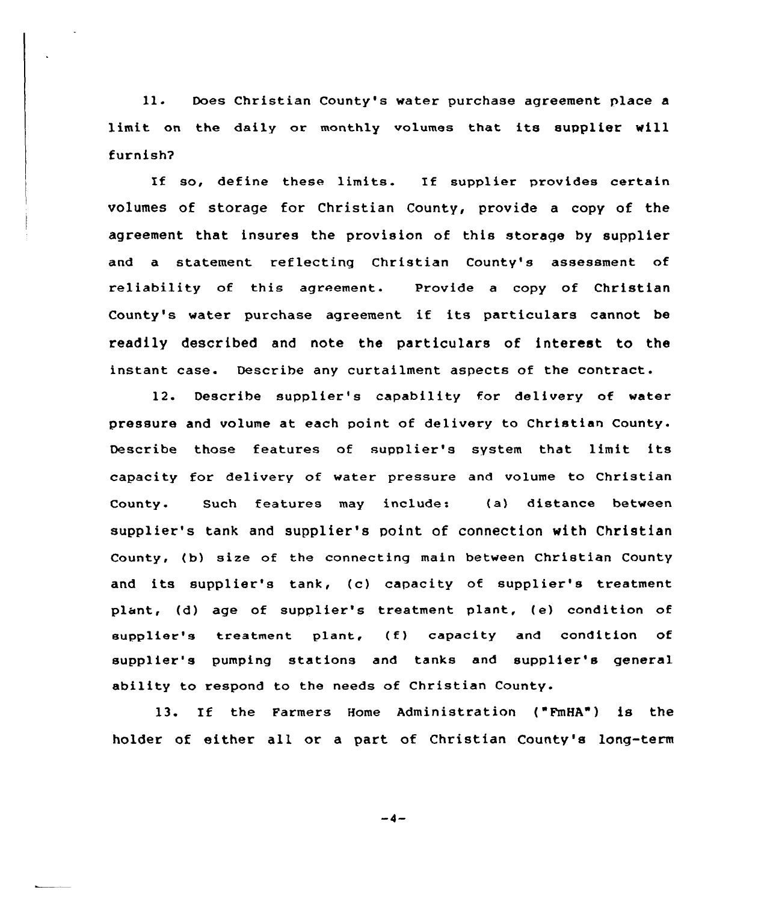11. Does Christian County's water purchase agreement place a limit on the daily or monthly volumes that its supplier will furnish?

If so, define these limits. If supplier provides certain volumes of storage for Christian County, provide a copy of the agreement that insures the provision of this storage by supplier and a statement reflecting Christian County's assessment of reliability of this agreement. Provide a copy of Christian County's water purchase agreement if its particulars cannot be readily described and note the particulars of interest to the instant case. Describe any curtailment aspects of the contract.

12. Describe supplier's capability for delivery of water pressure and volume at each point of delivery to Christian County. Describe those features of supplier's system that limit its capacity for delivery of water pressure and volume to Christian County. Such features may include: (a) distance between supplier's tank and supplier's point of connection with Christian County, (b) size of the connecting main between Christian County and its supplier's tank, (c) capacity of supplier's treatment plant, (d) age of supplier's treatment plant, (e) condition of supplier's treatment plant, (f) capacity and condition of supplier's pumping stations and tanks and supplier's general ability to respond to the needs of Christian County.

13. If the Farmers Home Administration ("FmHA") is the holder of either all or a part of Christian County's long-term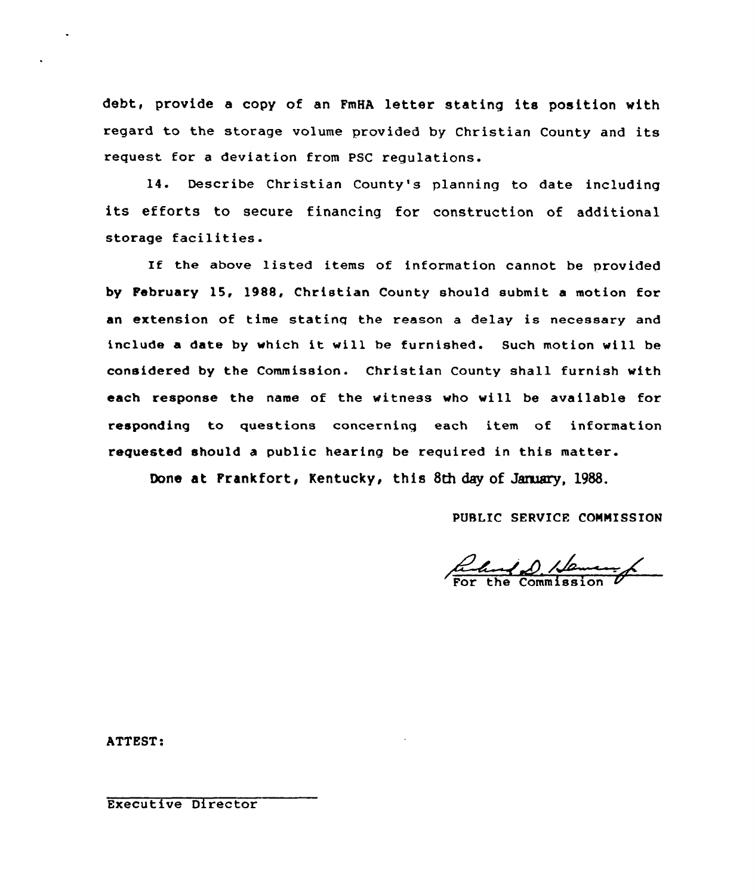debt, provide a copy of an FmHA letter stating its position with regard to the storage volume provided by Christian County and its request for a deviation from PSC regulations.

14. Describe Christian County's planning to date including its efforts to secure financing for construction of additional storage facilities.

If the above listed items of information cannot be provided by February 15, 1988, Christian County should submit a motion for an extension of time stating the reason a delay is necessary and include a date by which it will be furnished. Such motion will be considered by the Commission. Christian County shall furnish with each response the name of the witness who will be available for responding to questions concerning each item of information requested should a public hearing be required in this matter.

Done at Frankfort, Kentucky, this 8th day of January, 1988.

PUBLIC SERVICE COMMISSION

For the Commission

ATTEST:

Executive Director